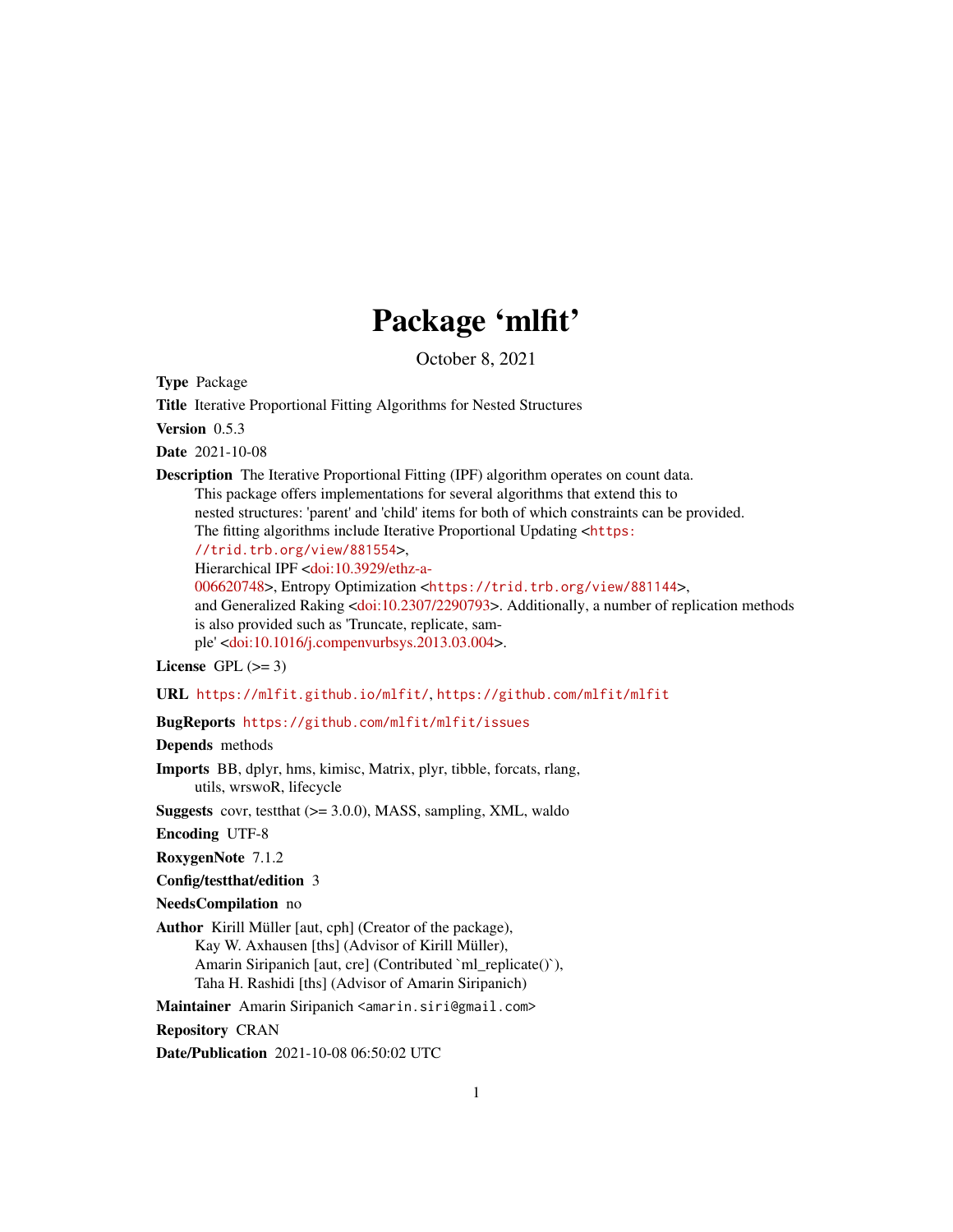# Package 'mlfit'

October 8, 2021

**Type** Package

**Title** Iterative Proportional Fitting Algorithms for Nested Structures

**Version** 0.5.3

**Date** 2021-10-08

**Description** The Iterative Proportional Fitting (IPF) algorithm operates on count data. This package offers implementations for several algorithms that extend this to nested structures: 'parent' and 'child' items for both of which constraints can be provided. The fitting algorithms include Iterative Proportional Updating <https://trid.trb.org/view/881554>, Hierarchical IPF <doi:10.3929/ethz-a-006620748>, Entropy Optimization <https://trid.trb.org/view/881144>, and Generalized Raking <doi:10.2307/2290793>. Additionally, a number of replication methods is also provided such as 'Truncate, replicate, sample' <doi:10.1016/j.compenvurbsys.2013.03.004>.

**License** GPL (>= 3)

**URL** https://mlfit.github.io/mlfit/, https://github.com/mlfit/mlfit

**BugReports** https://github.com/mlfit/mlfit/issues

**Depends** methods

**Imports** BB, dplyr, hms, kimisc, Matrix, plyr, tibble, forcats, rlang, utils, wrswoR, lifecycle

**Suggests** covr, testthat (>= 3.0.0), MASS, sampling, XML, waldo

**Encoding** UTF-8

**RoxygenNote** 7.1.2

**Config/testthat/edition** 3

**NeedsCompilation** no

**Author** Kirill Müller [aut, cph] (Creator of the package),
Kay W. Axhausen [ths] (Advisor of Kirill Müller),
Amarin Siripanich [aut, cre] (Contributed `ml_replicate()`),
Taha H. Rashidi [ths] (Advisor of Amarin Siripanich)

**Maintainer** Amarin Siripanich <amarin.siri@gmail.com>

**Repository** CRAN

**Date/Publication** 2021-10-08 06:50:02 UTC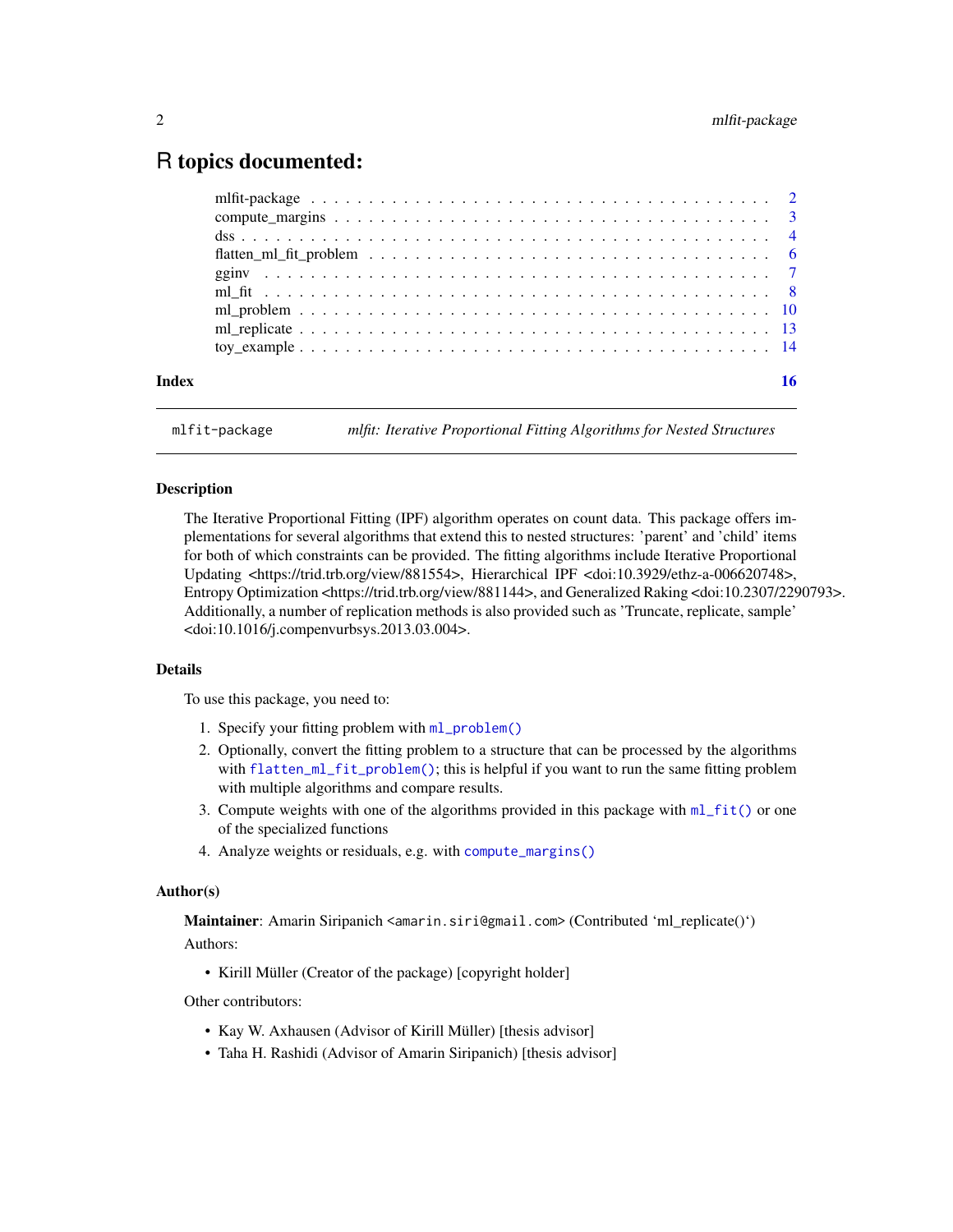# R topics documented:

- mlfit-package . . . . . . . . . . . . . . . . . . . . . . . . . . . . . . . . . . . . . . . . 2
- compute_margins . . . . . . . . . . . . . . . . . . . . . . . . . . . . . . . . . . . . . . 3
- dss . . . . . . . . . . . . . . . . . . . . . . . . . . . . . . . . . . . . . . . . . . . . . 4
- flatten_ml_fit_problem . . . . . . . . . . . . . . . . . . . . . . . . . . . . . . . . . 6
- gginv . . . . . . . . . . . . . . . . . . . . . . . . . . . . . . . . . . . . . . . . . . . 7
- ml_fit . . . . . . . . . . . . . . . . . . . . . . . . . . . . . . . . . . . . . . . . . . . 8
- ml_problem . . . . . . . . . . . . . . . . . . . . . . . . . . . . . . . . . . . . . . . . 10
- ml_replicate . . . . . . . . . . . . . . . . . . . . . . . . . . . . . . . . . . . . . . . 13
- toy_example . . . . . . . . . . . . . . . . . . . . . . . . . . . . . . . . . . . . . . . 14

**Index** 16

---

`mlfit-package` *mlfit: Iterative Proportional Fitting Algorithms for Nested Structures*

---

### Description

The Iterative Proportional Fitting (IPF) algorithm operates on count data. This package offers implementations for several algorithms that extend this to nested structures: 'parent' and 'child' items for both of which constraints can be provided. The fitting algorithms include Iterative Proportional Updating <https://trid.trb.org/view/881554>, Hierarchical IPF <doi:10.3929/ethz-a-006620748>, Entropy Optimization <https://trid.trb.org/view/881144>, and Generalized Raking <doi:10.2307/2290793>. Additionally, a number of replication methods is also provided such as 'Truncate, replicate, sample' <doi:10.1016/j.compenvurbsys.2013.03.004>.

### Details

To use this package, you need to:

1. Specify your fitting problem with `ml_problem()`
2. Optionally, convert the fitting problem to a structure that can be processed by the algorithms with `flatten_ml_fit_problem()`; this is helpful if you want to run the same fitting problem with multiple algorithms and compare results.
3. Compute weights with one of the algorithms provided in this package with `ml_fit()` or one of the specialized functions
4. Analyze weights or residuals, e.g. with `compute_margins()`

### Author(s)

**Maintainer**: Amarin Siripanich <amarin.siri@gmail.com> (Contributed 'ml_replicate()')

Authors:

- Kirill Müller (Creator of the package) [copyright holder]

Other contributors:

- Kay W. Axhausen (Advisor of Kirill Müller) [thesis advisor]
- Taha H. Rashidi (Advisor of Amarin Siripanich) [thesis advisor]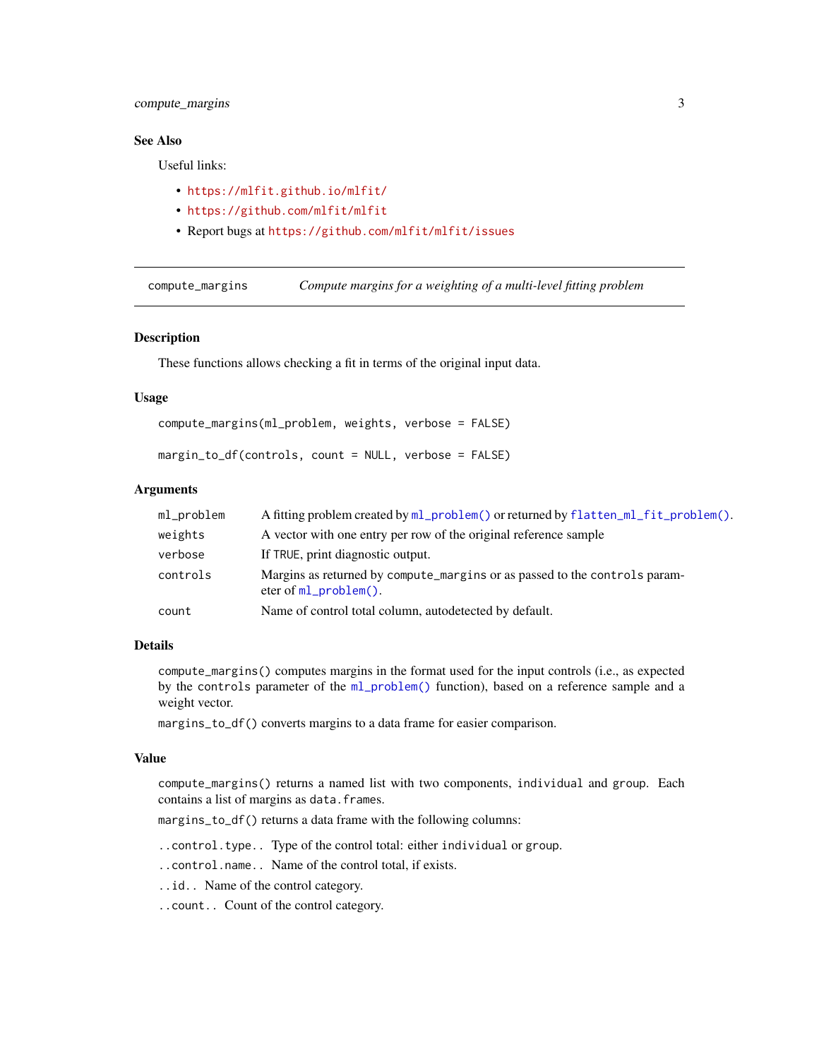## See Also

Useful links:

- https://mlfit.github.io/mlfit/
- https://github.com/mlfit/mlfit
- Report bugs at https://github.com/mlfit/mlfit/issues

---

# compute_margins — *Compute margins for a weighting of a multi-level fitting problem*

## Description

These functions allows checking a fit in terms of the original input data.

## Usage

```
compute_margins(ml_problem, weights, verbose = FALSE)

margin_to_df(controls, count = NULL, verbose = FALSE)
```

## Arguments

| | |
|---|---|
| `ml_problem` | A fitting problem created by `ml_problem()` or returned by `flatten_ml_fit_problem()`. |
| `weights` | A vector with one entry per row of the original reference sample |
| `verbose` | If `TRUE`, print diagnostic output. |
| `controls` | Margins as returned by `compute_margins` or as passed to the `controls` parameter of `ml_problem()`. |
| `count` | Name of control total column, autodetected by default. |

## Details

`compute_margins()` computes margins in the format used for the input controls (i.e., as expected by the `controls` parameter of the `ml_problem()` function), based on a reference sample and a weight vector.

`margins_to_df()` converts margins to a data frame for easier comparison.

## Value

`compute_margins()` returns a named list with two components, `individual` and `group`. Each contains a list of margins as `data.frames`.

`margins_to_df()` returns a data frame with the following columns:

`..control.type..` Type of the control total: either `individual` or `group`.

`..control.name..` Name of the control total, if exists.

`..id..` Name of the control category.

`..count..` Count of the control category.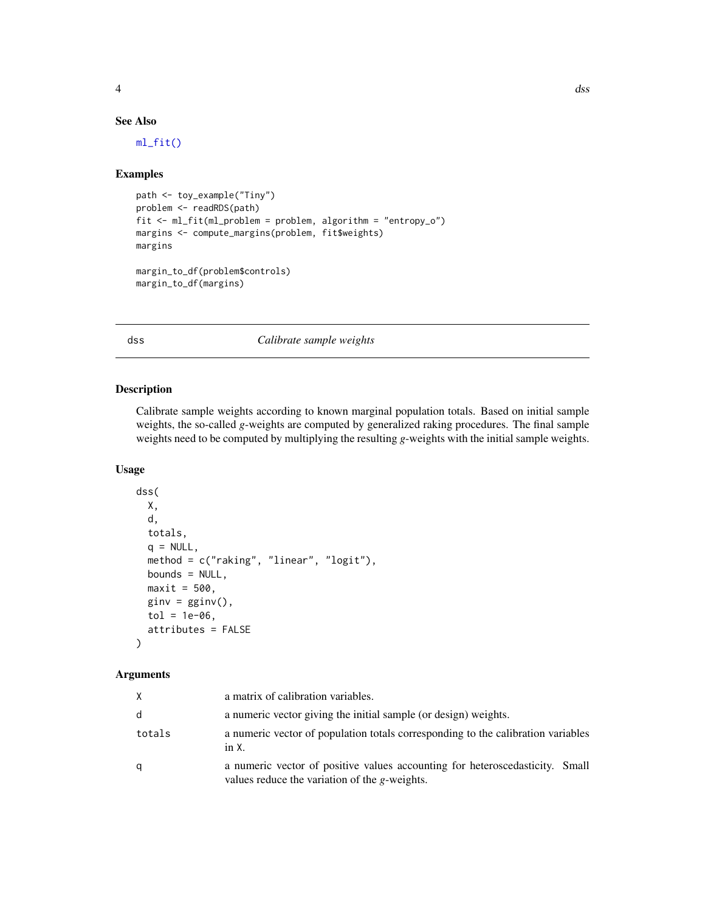### See Also

ml_fit()

### Examples

```
path <- toy_example("Tiny")
problem <- readRDS(path)
fit <- ml_fit(ml_problem = problem, algorithm = "entropy_o")
margins <- compute_margins(problem, fit$weights)
margins

margin_to_df(problem$controls)
margin_to_df(margins)
```

---

## dss *Calibrate sample weights*

### Description

Calibrate sample weights according to known marginal population totals. Based on initial sample weights, the so-called $g$-weights are computed by generalized raking procedures. The final sample weights need to be computed by multiplying the resulting $g$-weights with the initial sample weights.

### Usage

```
dss(
  X,
  d,
  totals,
  q = NULL,
  method = c("raking", "linear", "logit"),
  bounds = NULL,
  maxit = 500,
  ginv = gginv(),
  tol = 1e-06,
  attributes = FALSE
)
```

### Arguments

| | |
|---|---|
| X | a matrix of calibration variables. |
| d | a numeric vector giving the initial sample (or design) weights. |
| totals | a numeric vector of population totals corresponding to the calibration variables in X. |
| q | a numeric vector of positive values accounting for heteroscedasticity. Small values reduce the variation of the $g$-weights. |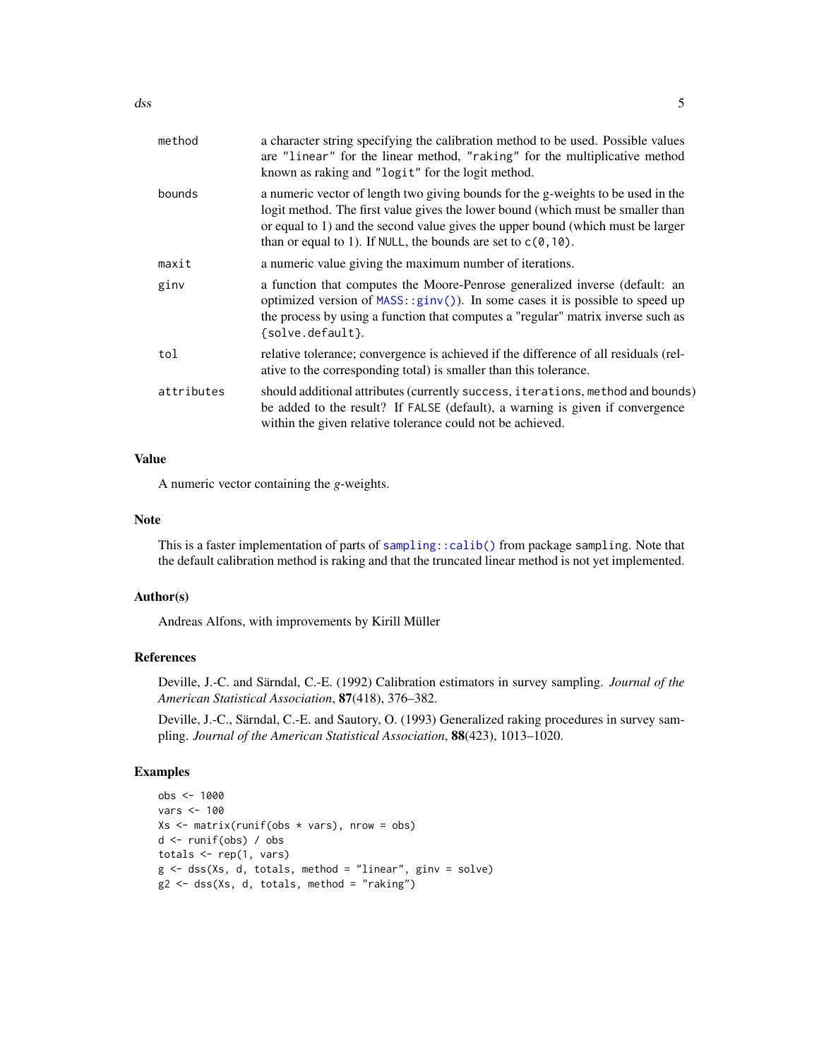| | |
|---|---|
| method | a character string specifying the calibration method to be used. Possible values are "linear" for the linear method, "raking" for the multiplicative method known as raking and "logit" for the logit method. |
| bounds | a numeric vector of length two giving bounds for the g-weights to be used in the logit method. The first value gives the lower bound (which must be smaller than or equal to 1) and the second value gives the upper bound (which must be larger than or equal to 1). If NULL, the bounds are set to c(0,10). |
| maxit | a numeric value giving the maximum number of iterations. |
| ginv | a function that computes the Moore-Penrose generalized inverse (default: an optimized version of MASS::ginv()). In some cases it is possible to speed up the process by using a function that computes a "regular" matrix inverse such as {solve.default}. |
| tol | relative tolerance; convergence is achieved if the difference of all residuals (relative to the corresponding total) is smaller than this tolerance. |
| attributes | should additional attributes (currently success, iterations, method and bounds) be added to the result? If FALSE (default), a warning is given if convergence within the given relative tolerance could not be achieved. |

## Value

A numeric vector containing the *g*-weights.

## Note

This is a faster implementation of parts of sampling::calib() from package sampling. Note that the default calibration method is raking and that the truncated linear method is not yet implemented.

## Author(s)

Andreas Alfons, with improvements by Kirill Müller

## References

Deville, J.-C. and Särndal, C.-E. (1992) Calibration estimators in survey sampling. *Journal of the American Statistical Association*, **87**(418), 376–382.

Deville, J.-C., Särndal, C.-E. and Sautory, O. (1993) Generalized raking procedures in survey sampling. *Journal of the American Statistical Association*, **88**(423), 1013–1020.

## Examples

```
obs <- 1000
vars <- 100
Xs <- matrix(runif(obs * vars), nrow = obs)
d <- runif(obs) / obs
totals <- rep(1, vars)
g <- dss(Xs, d, totals, method = "linear", ginv = solve)
g2 <- dss(Xs, d, totals, method = "raking")
```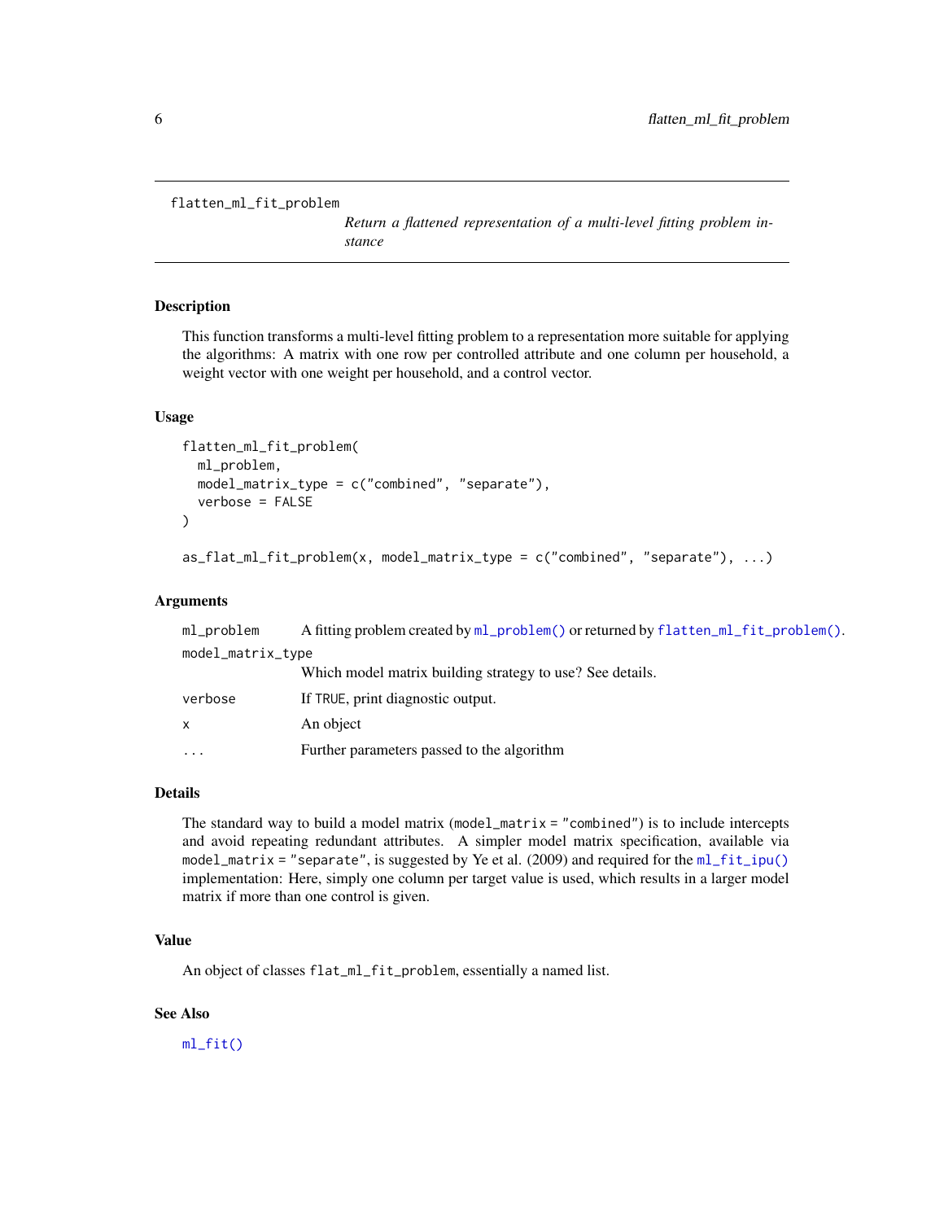flatten_ml_fit_problem

*Return a flattened representation of a multi-level fitting problem instance*

## Description

This function transforms a multi-level fitting problem to a representation more suitable for applying the algorithms: A matrix with one row per controlled attribute and one column per household, a weight vector with one weight per household, and a control vector.

## Usage

```
flatten_ml_fit_problem(
  ml_problem,
  model_matrix_type = c("combined", "separate"),
  verbose = FALSE
)

as_flat_ml_fit_problem(x, model_matrix_type = c("combined", "separate"), ...)
```

## Arguments

| | |
|---|---|
| ml_problem | A fitting problem created by ml_problem() or returned by flatten_ml_fit_problem(). |
| model_matrix_type | Which model matrix building strategy to use? See details. |
| verbose | If TRUE, print diagnostic output. |
| x | An object |
| ... | Further parameters passed to the algorithm |

## Details

The standard way to build a model matrix (`model_matrix = "combined"`) is to include intercepts and avoid repeating redundant attributes. A simpler model matrix specification, available via `model_matrix = "separate"`, is suggested by Ye et al. (2009) and required for the `ml_fit_ipu()` implementation: Here, simply one column per target value is used, which results in a larger model matrix if more than one control is given.

## Value

An object of classes `flat_ml_fit_problem`, essentially a named list.

## See Also

ml_fit()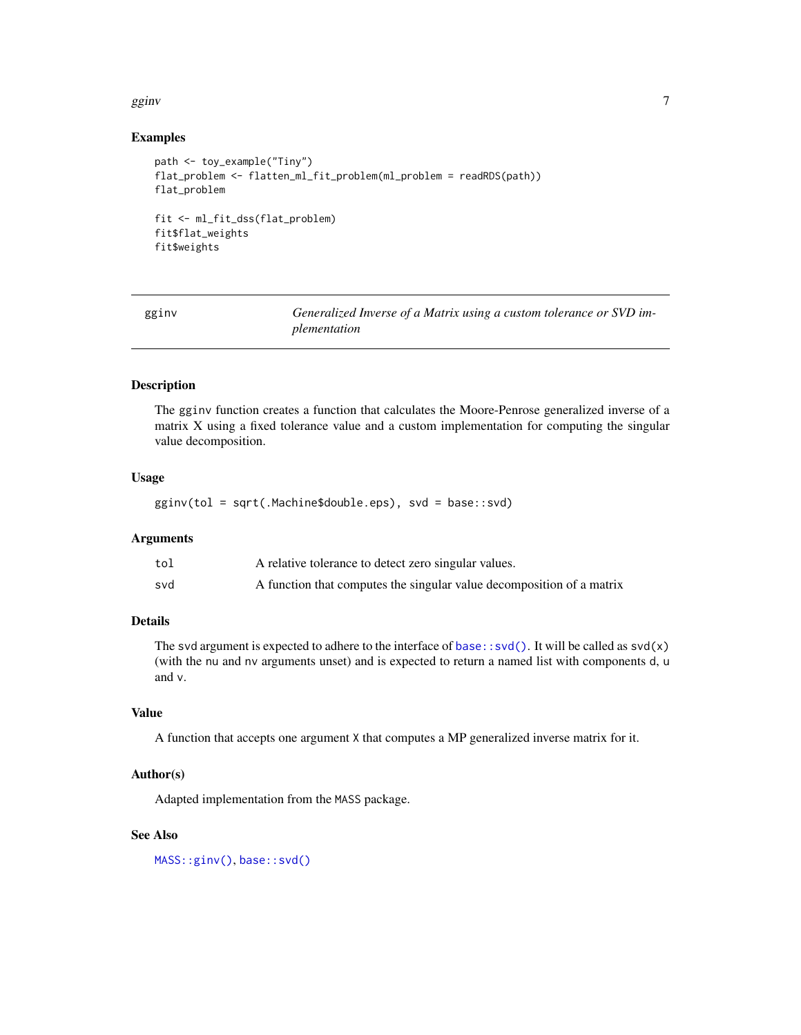## Examples

```
path <- toy_example("Tiny")
flat_problem <- flatten_ml_fit_problem(ml_problem = readRDS(path))
flat_problem

fit <- ml_fit_dss(flat_problem)
fit$flat_weights
fit$weights
```

---

# gginv — *Generalized Inverse of a Matrix using a custom tolerance or SVD implementation*

## Description

The gginv function creates a function that calculates the Moore-Penrose generalized inverse of a matrix X using a fixed tolerance value and a custom implementation for computing the singular value decomposition.

## Usage

```
gginv(tol = sqrt(.Machine$double.eps), svd = base::svd)
```

## Arguments

| | |
|---|---|
| tol | A relative tolerance to detect zero singular values. |
| svd | A function that computes the singular value decomposition of a matrix |

## Details

The svd argument is expected to adhere to the interface of base::svd(). It will be called as svd(x) (with the nu and nv arguments unset) and is expected to return a named list with components d, u and v.

## Value

A function that accepts one argument X that computes a MP generalized inverse matrix for it.

## Author(s)

Adapted implementation from the MASS package.

## See Also

MASS::ginv(), base::svd()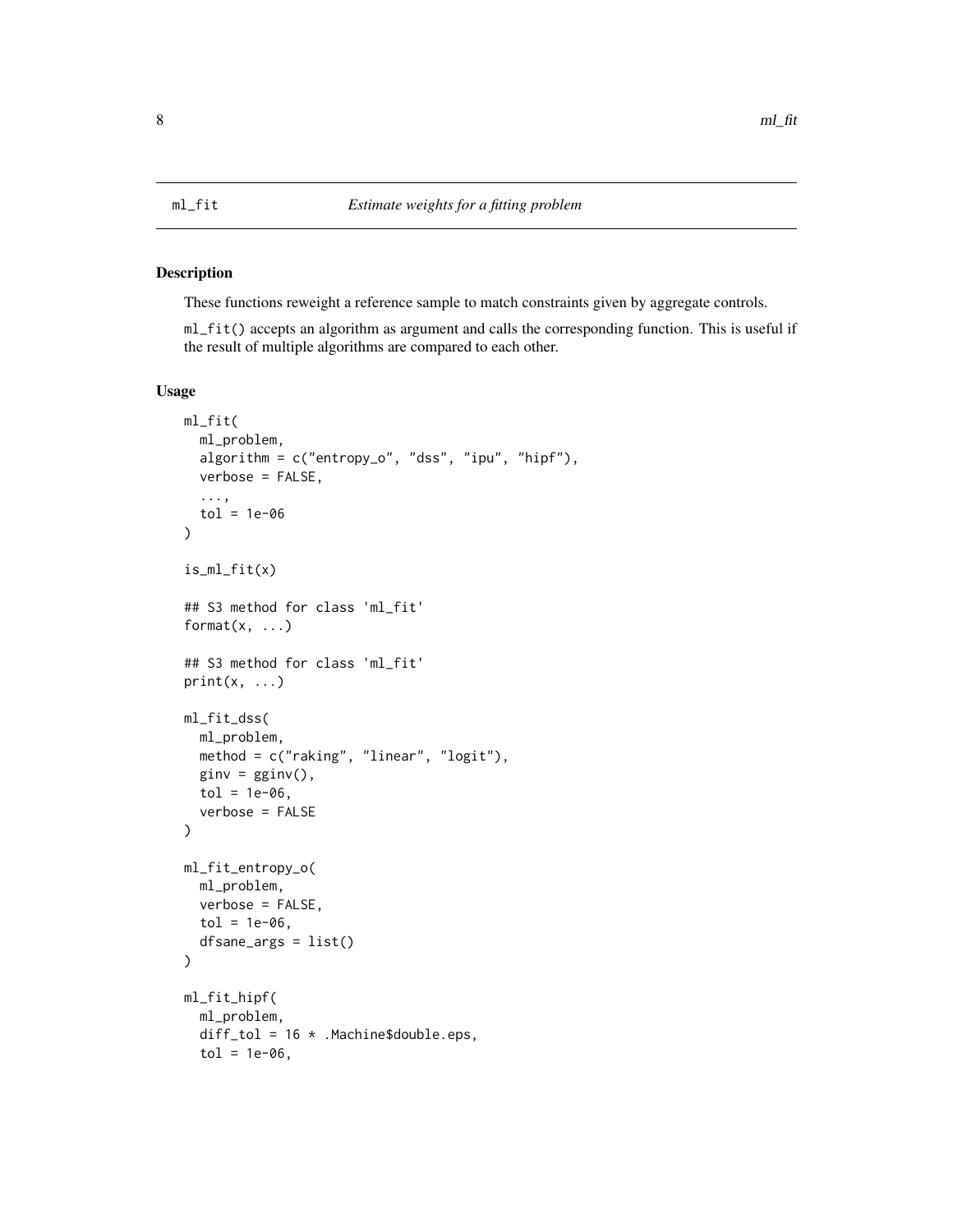ml_fit *Estimate weights for a fitting problem*

## Description

These functions reweight a reference sample to match constraints given by aggregate controls.

ml_fit() accepts an algorithm as argument and calls the corresponding function. This is useful if the result of multiple algorithms are compared to each other.

## Usage

```
ml_fit(
  ml_problem,
  algorithm = c("entropy_o", "dss", "ipu", "hipf"),
  verbose = FALSE,
  ...,
  tol = 1e-06
)

is_ml_fit(x)

## S3 method for class 'ml_fit'
format(x, ...)

## S3 method for class 'ml_fit'
print(x, ...)

ml_fit_dss(
  ml_problem,
  method = c("raking", "linear", "logit"),
  ginv = gginv(),
  tol = 1e-06,
  verbose = FALSE
)

ml_fit_entropy_o(
  ml_problem,
  verbose = FALSE,
  tol = 1e-06,
  dfsane_args = list()
)

ml_fit_hipf(
  ml_problem,
  diff_tol = 16 * .Machine$double.eps,
  tol = 1e-06,
```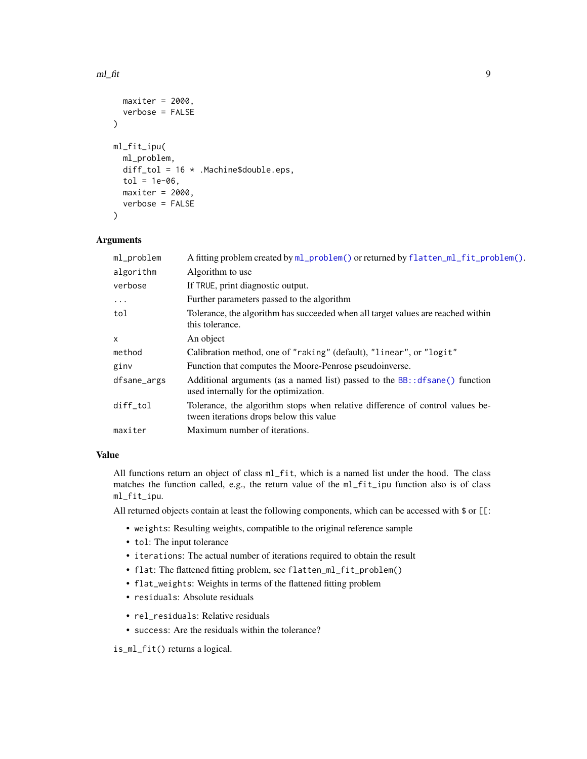```
  maxiter = 2000,
  verbose = FALSE
)

ml_fit_ipu(
  ml_problem,
  diff_tol = 16 * .Machine$double.eps,
  tol = 1e-06,
  maxiter = 2000,
  verbose = FALSE
)
```

### Arguments

| | |
|---|---|
| `ml_problem` | A fitting problem created by `ml_problem()` or returned by `flatten_ml_fit_problem()`. |
| `algorithm` | Algorithm to use |
| `verbose` | If `TRUE`, print diagnostic output. |
| `...` | Further parameters passed to the algorithm |
| `tol` | Tolerance, the algorithm has succeeded when all target values are reached within this tolerance. |
| `x` | An object |
| `method` | Calibration method, one of `"raking"` (default), `"linear"`, or `"logit"` |
| `ginv` | Function that computes the Moore-Penrose pseudoinverse. |
| `dfsane_args` | Additional arguments (as a named list) passed to the `BB::dfsane()` function used internally for the optimization. |
| `diff_tol` | Tolerance, the algorithm stops when relative difference of control values between iterations drops below this value |
| `maxiter` | Maximum number of iterations. |

### Value

All functions return an object of class `ml_fit`, which is a named list under the hood. The class matches the function called, e.g., the return value of the `ml_fit_ipu` function also is of class `ml_fit_ipu`.

All returned objects contain at least the following components, which can be accessed with `$` or `[[`:

- `weights`: Resulting weights, compatible to the original reference sample
- `tol`: The input tolerance
- `iterations`: The actual number of iterations required to obtain the result
- `flat`: The flattened fitting problem, see `flatten_ml_fit_problem()`
- `flat_weights`: Weights in terms of the flattened fitting problem
- `residuals`: Absolute residuals
- `rel_residuals`: Relative residuals
- `success`: Are the residuals within the tolerance?

`is_ml_fit()` returns a logical.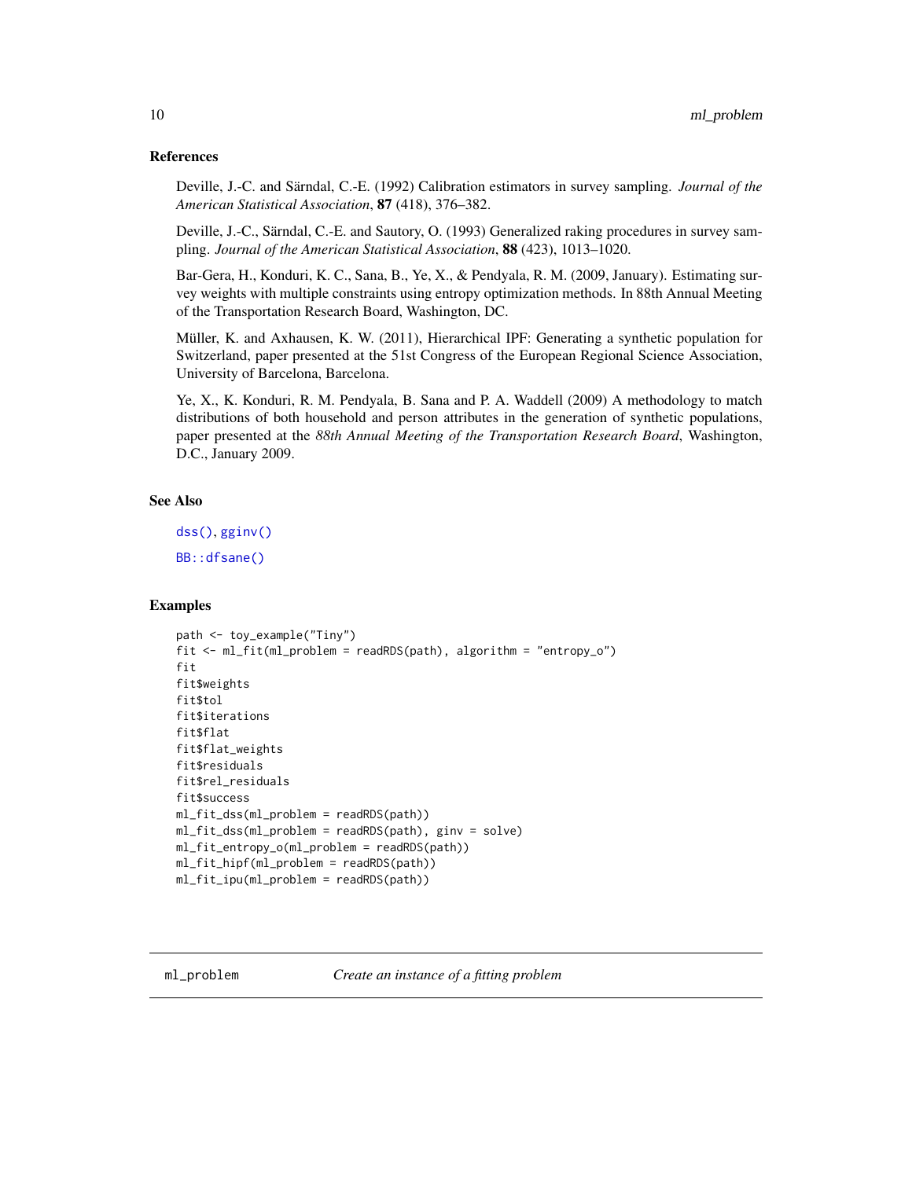### References

Deville, J.-C. and Särndal, C.-E. (1992) Calibration estimators in survey sampling. *Journal of the American Statistical Association*, **87** (418), 376–382.

Deville, J.-C., Särndal, C.-E. and Sautory, O. (1993) Generalized raking procedures in survey sampling. *Journal of the American Statistical Association*, **88** (423), 1013–1020.

Bar-Gera, H., Konduri, K. C., Sana, B., Ye, X., & Pendyala, R. M. (2009, January). Estimating survey weights with multiple constraints using entropy optimization methods. In 88th Annual Meeting of the Transportation Research Board, Washington, DC.

Müller, K. and Axhausen, K. W. (2011), Hierarchical IPF: Generating a synthetic population for Switzerland, paper presented at the 51st Congress of the European Regional Science Association, University of Barcelona, Barcelona.

Ye, X., K. Konduri, R. M. Pendyala, B. Sana and P. A. Waddell (2009) A methodology to match distributions of both household and person attributes in the generation of synthetic populations, paper presented at the *88th Annual Meeting of the Transportation Research Board*, Washington, D.C., January 2009.

### See Also

dss(), gginv()

BB::dfsane()

### Examples

```
path <- toy_example("Tiny")
fit <- ml_fit(ml_problem = readRDS(path), algorithm = "entropy_o")
fit
fit$weights
fit$tol
fit$iterations
fit$flat
fit$flat_weights
fit$residuals
fit$rel_residuals
fit$success
ml_fit_dss(ml_problem = readRDS(path))
ml_fit_dss(ml_problem = readRDS(path), ginv = solve)
ml_fit_entropy_o(ml_problem = readRDS(path))
ml_fit_hipf(ml_problem = readRDS(path))
ml_fit_ipu(ml_problem = readRDS(path))
```

---

## ml_problem    *Create an instance of a fitting problem*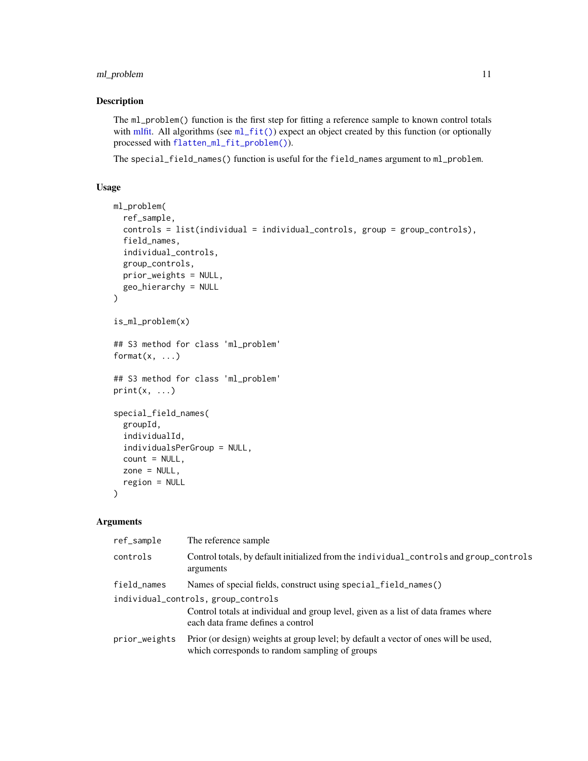## Description

The `ml_problem()` function is the first step for fitting a reference sample to known control totals with mlfit. All algorithms (see `ml_fit()`) expect an object created by this function (or optionally processed with `flatten_ml_fit_problem()`).

The `special_field_names()` function is useful for the `field_names` argument to `ml_problem`.

## Usage

```
ml_problem(
  ref_sample,
  controls = list(individual = individual_controls, group = group_controls),
  field_names,
  individual_controls,
  group_controls,
  prior_weights = NULL,
  geo_hierarchy = NULL
)

is_ml_problem(x)

## S3 method for class 'ml_problem'
format(x, ...)

## S3 method for class 'ml_problem'
print(x, ...)

special_field_names(
  groupId,
  individualId,
  individualsPerGroup = NULL,
  count = NULL,
  zone = NULL,
  region = NULL
)
```

## Arguments

- `ref_sample` — The reference sample
- `controls` — Control totals, by default initialized from the `individual_controls` and `group_controls` arguments
- `field_names` — Names of special fields, construct using `special_field_names()`
- `individual_controls, group_controls` — Control totals at individual and group level, given as a list of data frames where each data frame defines a control
- `prior_weights` — Prior (or design) weights at group level; by default a vector of ones will be used, which corresponds to random sampling of groups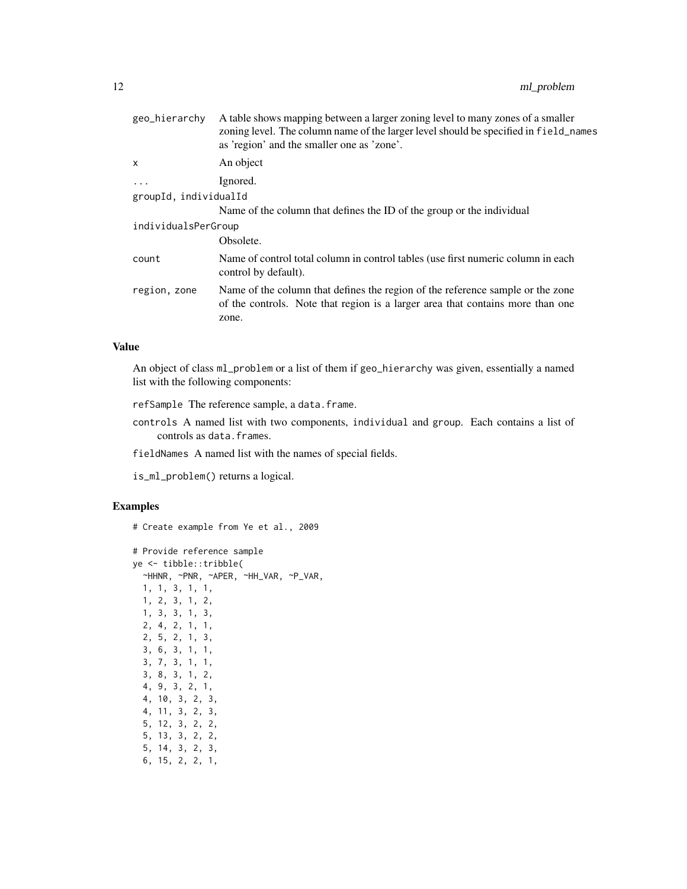| | |
|---|---|
| `geo_hierarchy` | A table shows mapping between a larger zoning level to many zones of a smaller zoning level. The column name of the larger level should be specified in `field_names` as 'region' and the smaller one as 'zone'. |
| `x` | An object |
| `...` | Ignored. |
| `groupId, individualId` | Name of the column that defines the ID of the group or the individual |
| `individualsPerGroup` | Obsolete. |
| `count` | Name of control total column in control tables (use first numeric column in each control by default). |
| `region, zone` | Name of the column that defines the region of the reference sample or the zone of the controls. Note that region is a larger area that contains more than one zone. |

### Value

An object of class `ml_problem` or a list of them if `geo_hierarchy` was given, essentially a named list with the following components:

- `refSample` The reference sample, a `data.frame`.
- `controls` A named list with two components, `individual` and `group`. Each contains a list of controls as `data.frames`.
- `fieldNames` A named list with the names of special fields.

`is_ml_problem()` returns a logical.

### Examples

```
# Create example from Ye et al., 2009

# Provide reference sample
ye <- tibble::tribble(
  ~HHNR, ~PNR, ~APER, ~HH_VAR, ~P_VAR,
  1, 1, 3, 1, 1,
  1, 2, 3, 1, 2,
  1, 3, 3, 1, 3,
  2, 4, 2, 1, 1,
  2, 5, 2, 1, 3,
  3, 6, 3, 1, 1,
  3, 7, 3, 1, 1,
  3, 8, 3, 1, 2,
  4, 9, 3, 2, 1,
  4, 10, 3, 2, 3,
  4, 11, 3, 2, 3,
  5, 12, 3, 2, 2,
  5, 13, 3, 2, 2,
  5, 14, 3, 2, 3,
  6, 15, 2, 2, 1,
```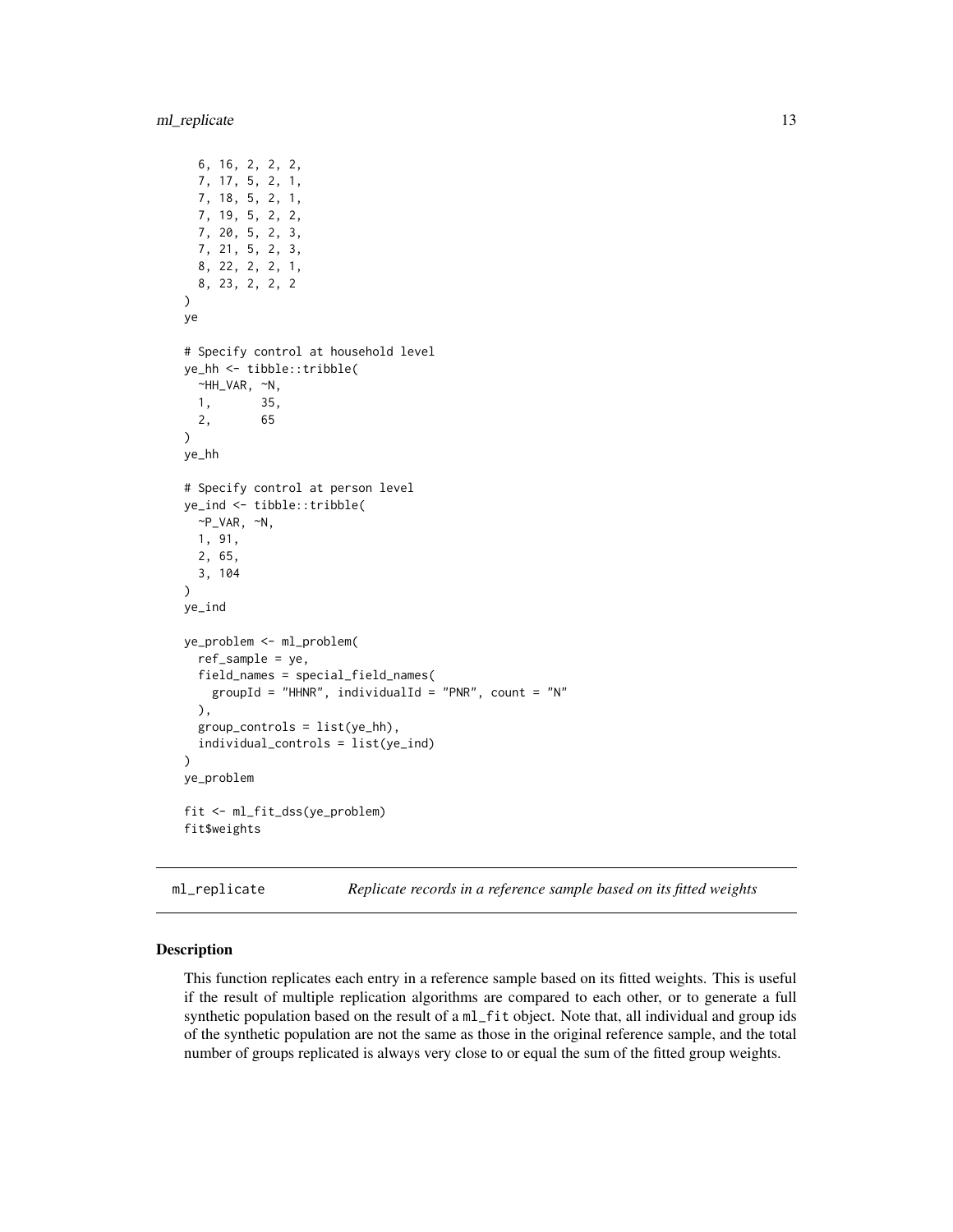```
  6, 16, 2, 2, 2,
  7, 17, 5, 2, 1,
  7, 18, 5, 2, 1,
  7, 19, 5, 2, 2,
  7, 20, 5, 2, 3,
  7, 21, 5, 2, 3,
  8, 22, 2, 2, 1,
  8, 23, 2, 2, 2
)
ye

# Specify control at household level
ye_hh <- tibble::tribble(
  ~HH_VAR, ~N,
  1,       35,
  2,       65
)
ye_hh

# Specify control at person level
ye_ind <- tibble::tribble(
  ~P_VAR, ~N,
  1, 91,
  2, 65,
  3, 104
)
ye_ind

ye_problem <- ml_problem(
  ref_sample = ye,
  field_names = special_field_names(
    groupId = "HHNR", individualId = "PNR", count = "N"
  ),
  group_controls = list(ye_hh),
  individual_controls = list(ye_ind)
)
ye_problem

fit <- ml_fit_dss(ye_problem)
fit$weights
```

## ml_replicate — *Replicate records in a reference sample based on its fitted weights*

### Description

This function replicates each entry in a reference sample based on its fitted weights. This is useful if the result of multiple replication algorithms are compared to each other, or to generate a full synthetic population based on the result of a `ml_fit` object. Note that, all individual and group ids of the synthetic population are not the same as those in the original reference sample, and the total number of groups replicated is always very close to or equal the sum of the fitted group weights.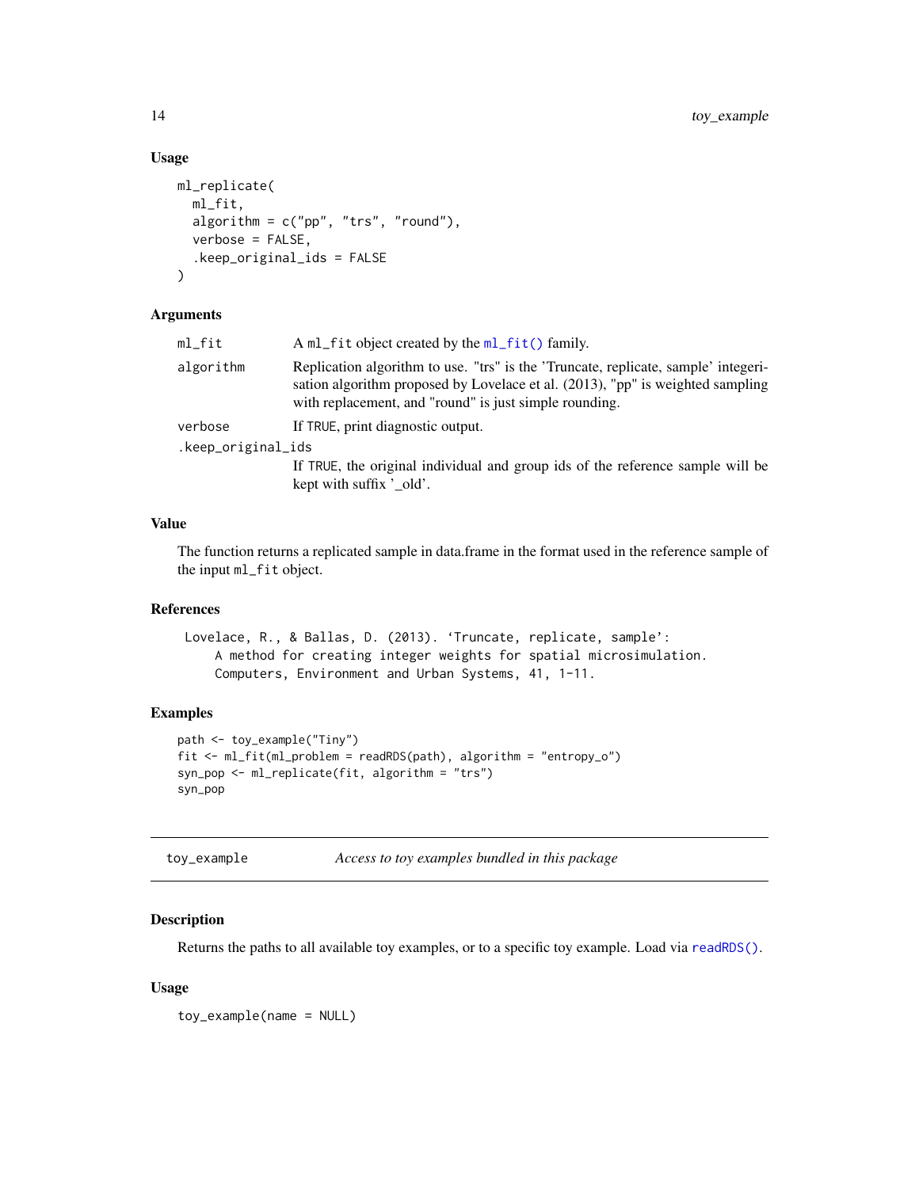### Usage

```
ml_replicate(
  ml_fit,
  algorithm = c("pp", "trs", "round"),
  verbose = FALSE,
  .keep_original_ids = FALSE
)
```

### Arguments

| | |
|---|---|
| `ml_fit` | A `ml_fit` object created by the `ml_fit()` family. |
| `algorithm` | Replication algorithm to use. "trs" is the 'Truncate, replicate, sample' integerisation algorithm proposed by Lovelace et al. (2013), "pp" is weighted sampling with replacement, and "round" is just simple rounding. |
| `verbose` | If `TRUE`, print diagnostic output. |
| `.keep_original_ids` | If `TRUE`, the original individual and group ids of the reference sample will be kept with suffix '_old'. |

### Value

The function returns a replicated sample in data.frame in the format used in the reference sample of the input `ml_fit` object.

### References

```
Lovelace, R., & Ballas, D. (2013). 'Truncate, replicate, sample':
    A method for creating integer weights for spatial microsimulation.
    Computers, Environment and Urban Systems, 41, 1-11.
```

### Examples

```
path <- toy_example("Tiny")
fit <- ml_fit(ml_problem = readRDS(path), algorithm = "entropy_o")
syn_pop <- ml_replicate(fit, algorithm = "trs")
syn_pop
```

---

## `toy_example` *Access to toy examples bundled in this package*

---

### Description

Returns the paths to all available toy examples, or to a specific toy example. Load via `readRDS()`.

### Usage

```
toy_example(name = NULL)
```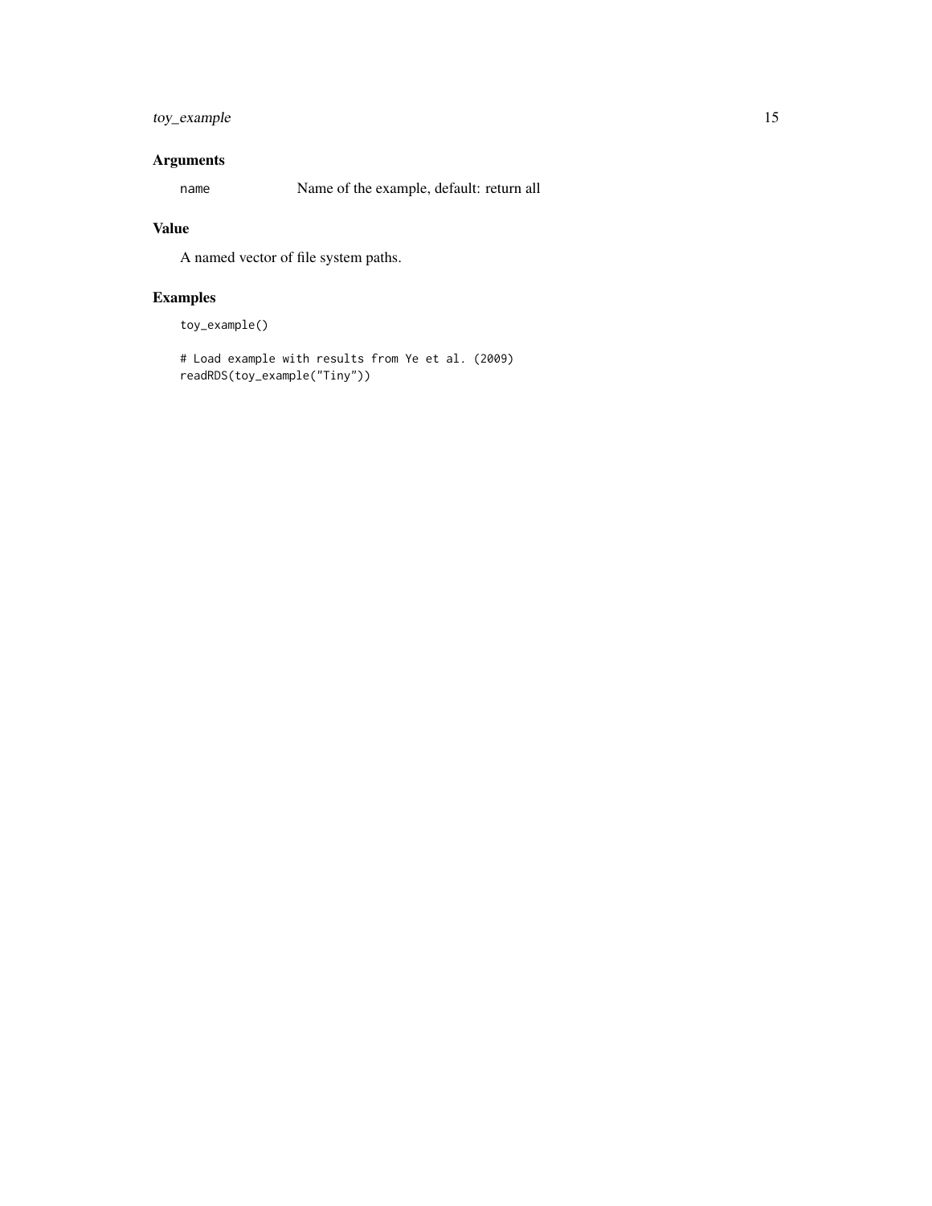## Arguments

name Name of the example, default: return all

## Value

A named vector of file system paths.

## Examples

```
toy_example()

# Load example with results from Ye et al. (2009)
readRDS(toy_example("Tiny"))
```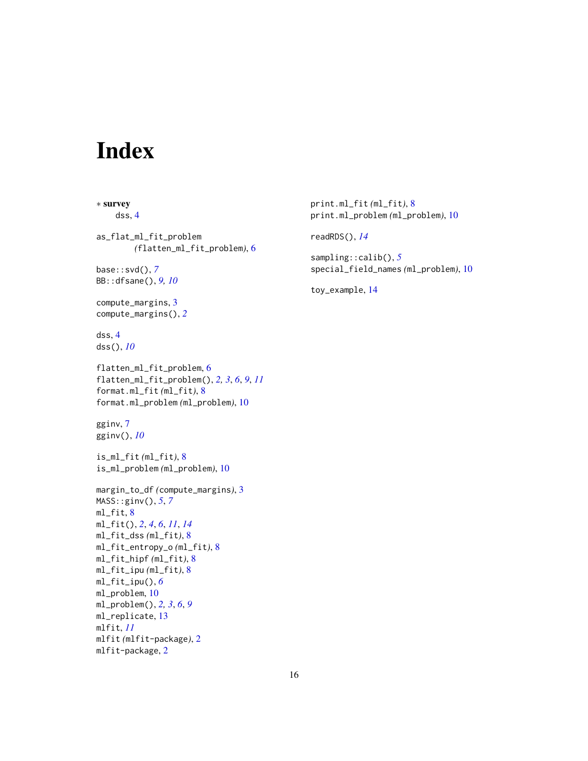# Index

∗ **survey**
    dss, 4

as_flat_ml_fit_problem
    *(*flatten_ml_fit_problem*)*, 6

base::svd(), *7*
BB::dfsane(), *9, 10*

compute_margins, 3
compute_margins(), *2*

dss, 4
dss(), *10*

flatten_ml_fit_problem, 6
flatten_ml_fit_problem(), *2, 3*, *6*, *9*, *11*
format.ml_fit *(*ml_fit*)*, 8
format.ml_problem *(*ml_problem*)*, 10

gginv, 7
gginv(), *10*

is_ml_fit *(*ml_fit*)*, 8
is_ml_problem *(*ml_problem*)*, 10

margin_to_df *(*compute_margins*)*, 3
MASS::ginv(), *5*, *7*
ml_fit, 8
ml_fit(), *2*, *4*, *6*, *11*, *14*
ml_fit_dss *(*ml_fit*)*, 8
ml_fit_entropy_o *(*ml_fit*)*, 8
ml_fit_hipf *(*ml_fit*)*, 8
ml_fit_ipu *(*ml_fit*)*, 8
ml_fit_ipu(), *6*
ml_problem, 10
ml_problem(), *2, 3*, *6*, *9*
ml_replicate, 13
mlfit, *11*
mlfit *(*mlfit-package*)*, 2
mlfit-package, 2

print.ml_fit *(*ml_fit*)*, 8
print.ml_problem *(*ml_problem*)*, 10

readRDS(), *14*

sampling::calib(), *5*
special_field_names *(*ml_problem*)*, 10

toy_example, 14